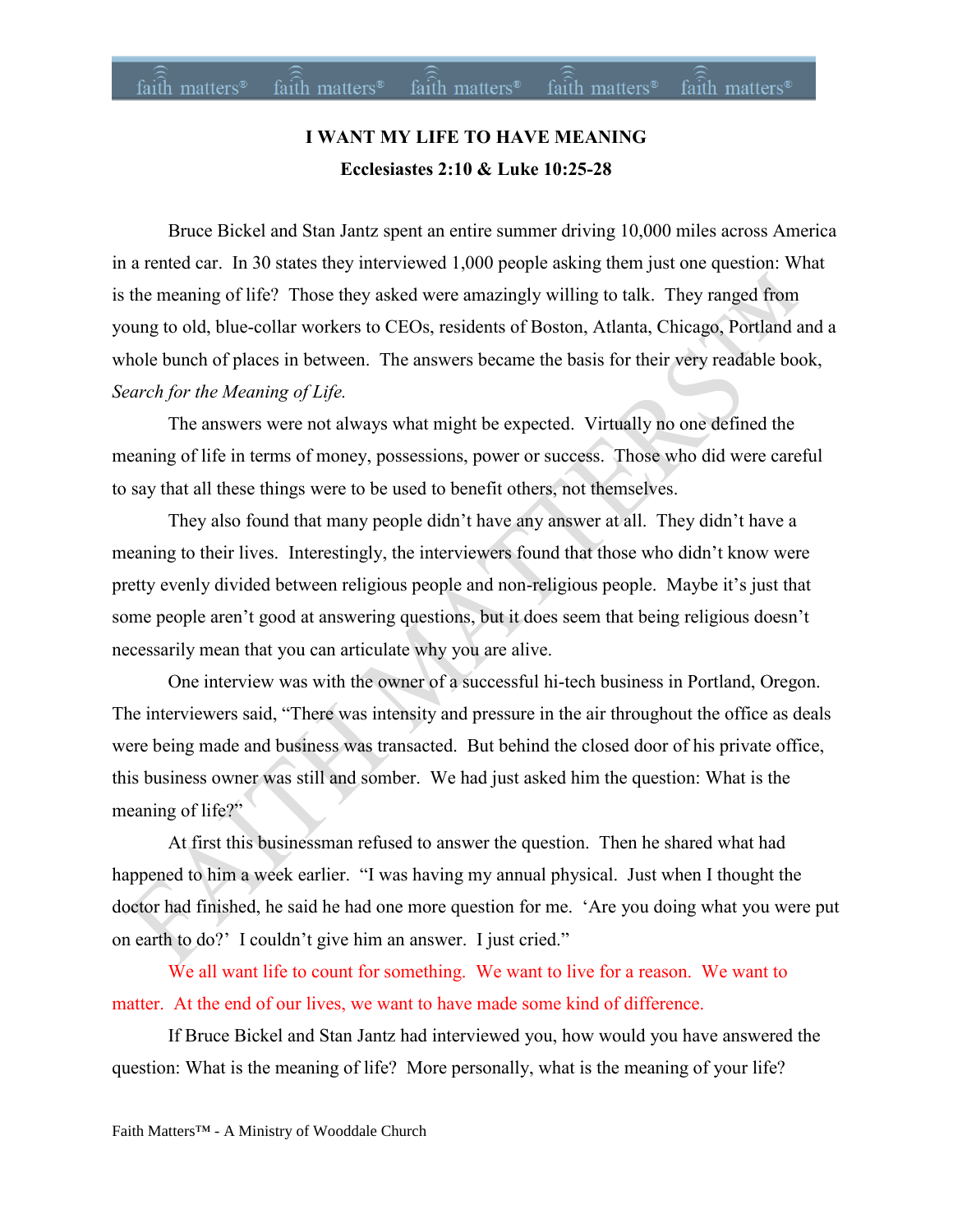# I WANT MY LIFE TO HAVE MEANING

**Ecclesiastes 2:10 & Luke 10:25-28**

Bruce Bickel and Stan Jantz spent an entire summer driving 10,000 miles across America in a rented car. In 30 states they interviewed 1,000 people asking them just one question: What is the meaning of life? Those they asked were amazingly willing to talk. They ranged from young to old, blue-collar workers to CEOs, residents of Boston, Atlanta, Chicago, Portland and a whole bunch of places in between. The answers became the basis for their very readable book, *Search for the Meaning of Life.*

The answers were not always what might be expected. Virtually no one defined the meaning of life in terms of money, possessions, power or success. Those who did were careful to say that all these things were to be used to benefit others, not themselves.

They also found that many people didn't have any answer at all. They didn't have a meaning to their lives. Interestingly, the interviewers found that those who didn't know were pretty evenly divided between religious people and non-religious people. Maybe it's just that some people aren't good at answering questions, but it does seem that being religious doesn't necessarily mean that you can articulate why you are alive.

One interview was with the owner of a successful hi-tech business in Portland, Oregon. The interviewers said, "There was intensity and pressure in the air throughout the office as deals were being made and business was transacted. But behind the closed door of his private office, this business owner was still and somber. We had just asked him the question: What is the meaning of life?"

At first this businessman refused to answer the question. Then he shared what had happened to him a week earlier. "I was having my annual physical. Just when I thought the doctor had finished, he said he had one more question for me. 'Are you doing what you were put on earth to do?' I couldn't give him an answer. I just cried."

We all want life to count for something. We want to live for a reason. We want to matter. At the end of our lives, we want to have made some kind of difference.

If Bruce Bickel and Stan Jantz had interviewed you, how would you have answered the question: What is the meaning of life? More personally, what is the meaning of your life?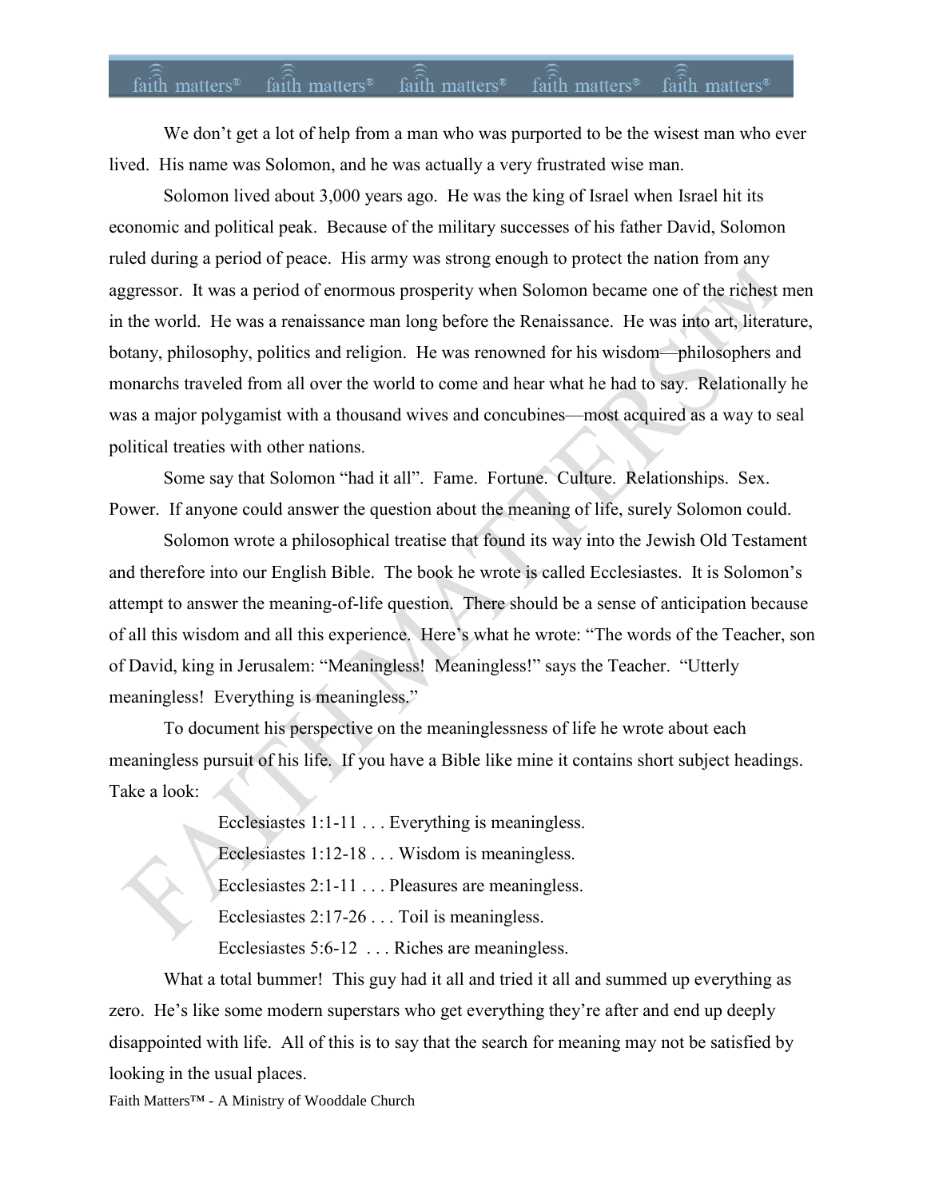We don't get a lot of help from a man who was purported to be the wisest man who ever lived. His name was Solomon, and he was actually a very frustrated wise man.

Solomon lived about 3,000 years ago. He was the king of Israel when Israel hit its economic and political peak. Because of the military successes of his father David, Solomon ruled during a period of peace. His army was strong enough to protect the nation from any aggressor. It was a period of enormous prosperity when Solomon became one of the richest men in the world. He was a renaissance man long before the Renaissance. He was into art, literature, botany, philosophy, politics and religion. He was renowned for his wisdom—philosophers and monarchs traveled from all over the world to come and hear what he had to say. Relationally he was a major polygamist with a thousand wives and concubines—most acquired as a way to seal political treaties with other nations.

Some say that Solomon "had it all". Fame. Fortune. Culture. Relationships. Sex. Power. If anyone could answer the question about the meaning of life, surely Solomon could.

Solomon wrote a philosophical treatise that found its way into the Jewish Old Testament and therefore into our English Bible. The book he wrote is called Ecclesiastes. It is Solomon's attempt to answer the meaning-of-life question. There should be a sense of anticipation because of all this wisdom and all this experience. Here's what he wrote: "The words of the Teacher, son of David, king in Jerusalem: "Meaningless! Meaningless!" says the Teacher. "Utterly meaningless! Everything is meaningless."

To document his perspective on the meaninglessness of life he wrote about each meaningless pursuit of his life. If you have a Bible like mine it contains short subject headings. Take a look:

> Ecclesiastes 1:1-11 . . . Everything is meaningless.
> Ecclesiastes 1:12-18 . . . Wisdom is meaningless.
> Ecclesiastes 2:1-11 . . . Pleasures are meaningless.
> Ecclesiastes 2:17-26 . . . Toil is meaningless.
> Ecclesiastes 5:6-12 . . . Riches are meaningless.

What a total bummer! This guy had it all and tried it all and summed up everything as zero. He's like some modern superstars who get everything they're after and end up deeply disappointed with life. All of this is to say that the search for meaning may not be satisfied by looking in the usual places.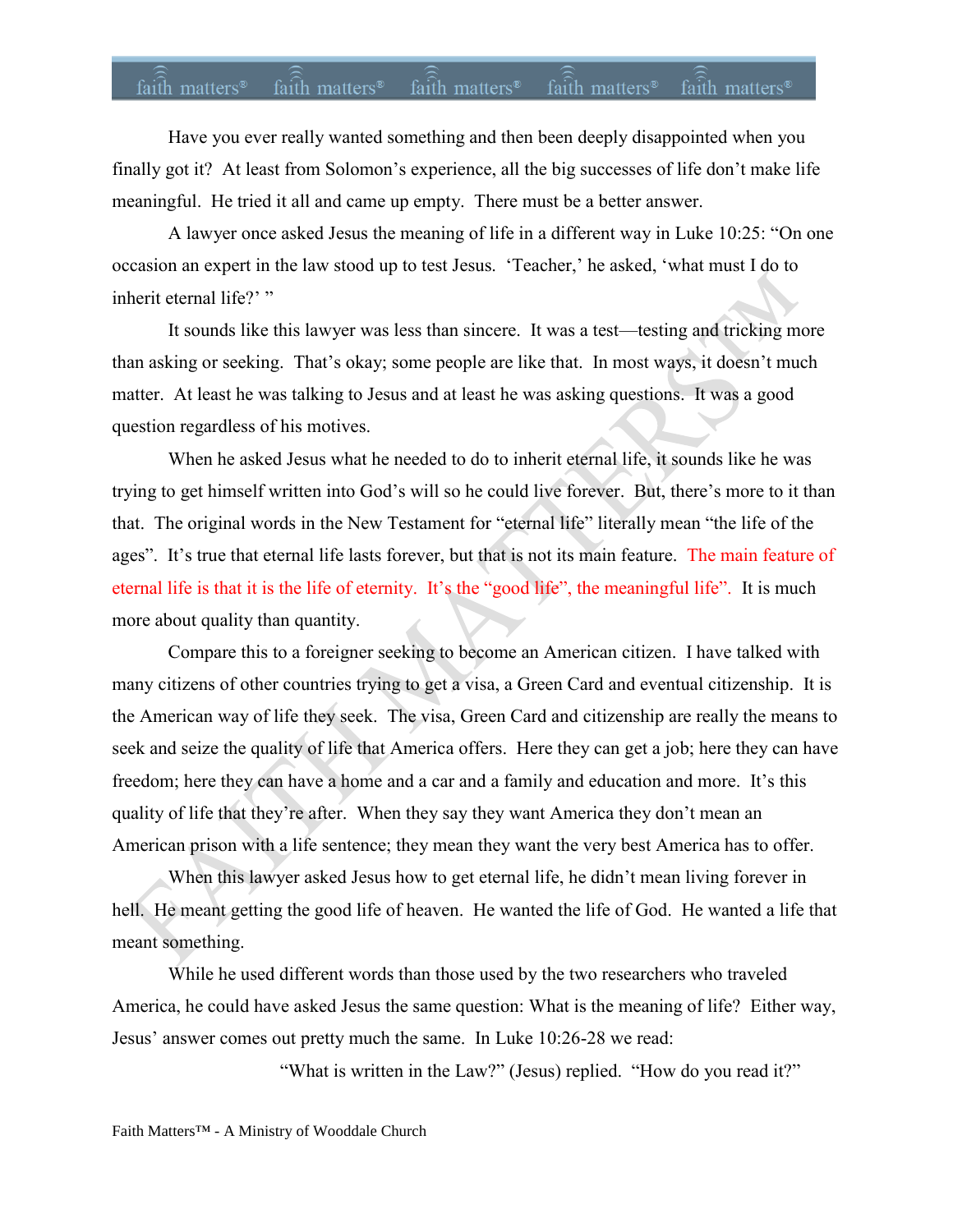Have you ever really wanted something and then been deeply disappointed when you finally got it? At least from Solomon's experience, all the big successes of life don't make life meaningful. He tried it all and came up empty. There must be a better answer.

A lawyer once asked Jesus the meaning of life in a different way in Luke 10:25: "On one occasion an expert in the law stood up to test Jesus. 'Teacher,' he asked, 'what must I do to inherit eternal life?' "

It sounds like this lawyer was less than sincere. It was a test—testing and tricking more than asking or seeking. That's okay; some people are like that. In most ways, it doesn't much matter. At least he was talking to Jesus and at least he was asking questions. It was a good question regardless of his motives.

When he asked Jesus what he needed to do to inherit eternal life, it sounds like he was trying to get himself written into God's will so he could live forever. But, there's more to it than that. The original words in the New Testament for "eternal life" literally mean "the life of the ages". It's true that eternal life lasts forever, but that is not its main feature. The main feature of eternal life is that it is the life of eternity. It's the "good life", the meaningful life". It is much more about quality than quantity.

Compare this to a foreigner seeking to become an American citizen. I have talked with many citizens of other countries trying to get a visa, a Green Card and eventual citizenship. It is the American way of life they seek. The visa, Green Card and citizenship are really the means to seek and seize the quality of life that America offers. Here they can get a job; here they can have freedom; here they can have a home and a car and a family and education and more. It's this quality of life that they're after. When they say they want America they don't mean an American prison with a life sentence; they mean they want the very best America has to offer.

When this lawyer asked Jesus how to get eternal life, he didn't mean living forever in hell. He meant getting the good life of heaven. He wanted the life of God. He wanted a life that meant something.

While he used different words than those used by the two researchers who traveled America, he could have asked Jesus the same question: What is the meaning of life? Either way, Jesus' answer comes out pretty much the same. In Luke 10:26-28 we read:

> "What is written in the Law?" (Jesus) replied. "How do you read it?"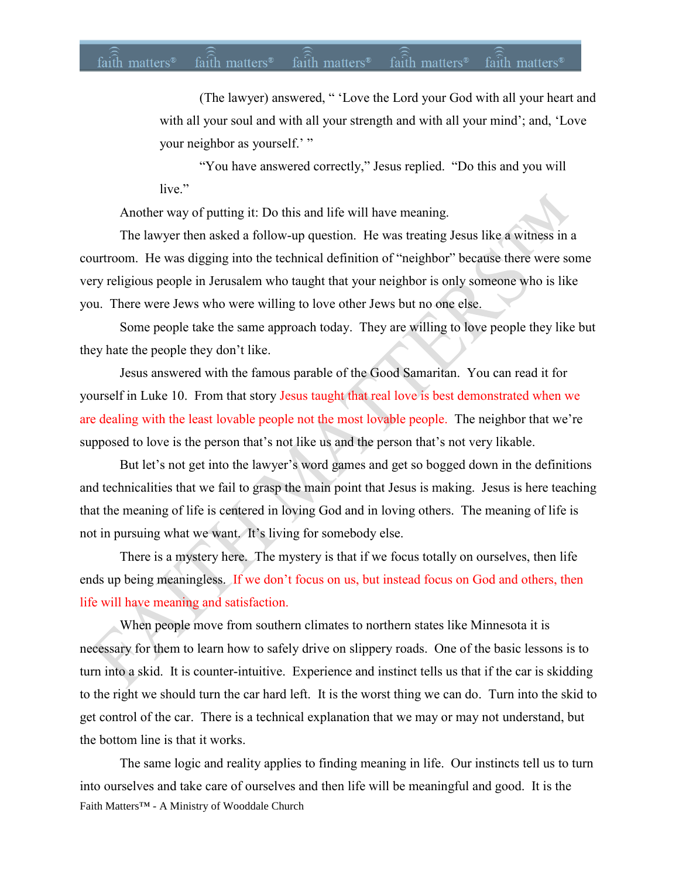> (The lawyer) answered, " 'Love the Lord your God with all your heart and with all your soul and with all your strength and with all your mind'; and, 'Love your neighbor as yourself.' "
>
> "You have answered correctly," Jesus replied. "Do this and you will live."

Another way of putting it: Do this and life will have meaning.

The lawyer then asked a follow-up question. He was treating Jesus like a witness in a courtroom. He was digging into the technical definition of "neighbor" because there were some very religious people in Jerusalem who taught that your neighbor is only someone who is like you. There were Jews who were willing to love other Jews but no one else.

Some people take the same approach today. They are willing to love people they like but they hate the people they don't like.

Jesus answered with the famous parable of the Good Samaritan. You can read it for yourself in Luke 10. From that story Jesus taught that real love is best demonstrated when we are dealing with the least lovable people not the most lovable people. The neighbor that we're supposed to love is the person that's not like us and the person that's not very likable.

But let's not get into the lawyer's word games and get so bogged down in the definitions and technicalities that we fail to grasp the main point that Jesus is making. Jesus is here teaching that the meaning of life is centered in loving God and in loving others. The meaning of life is not in pursuing what we want. It's living for somebody else.

There is a mystery here. The mystery is that if we focus totally on ourselves, then life ends up being meaningless. If we don't focus on us, but instead focus on God and others, then life will have meaning and satisfaction.

When people move from southern climates to northern states like Minnesota it is necessary for them to learn how to safely drive on slippery roads. One of the basic lessons is to turn into a skid. It is counter-intuitive. Experience and instinct tells us that if the car is skidding to the right we should turn the car hard left. It is the worst thing we can do. Turn into the skid to get control of the car. There is a technical explanation that we may or may not understand, but the bottom line is that it works.

The same logic and reality applies to finding meaning in life. Our instincts tell us to turn into ourselves and take care of ourselves and then life will be meaningful and good. It is the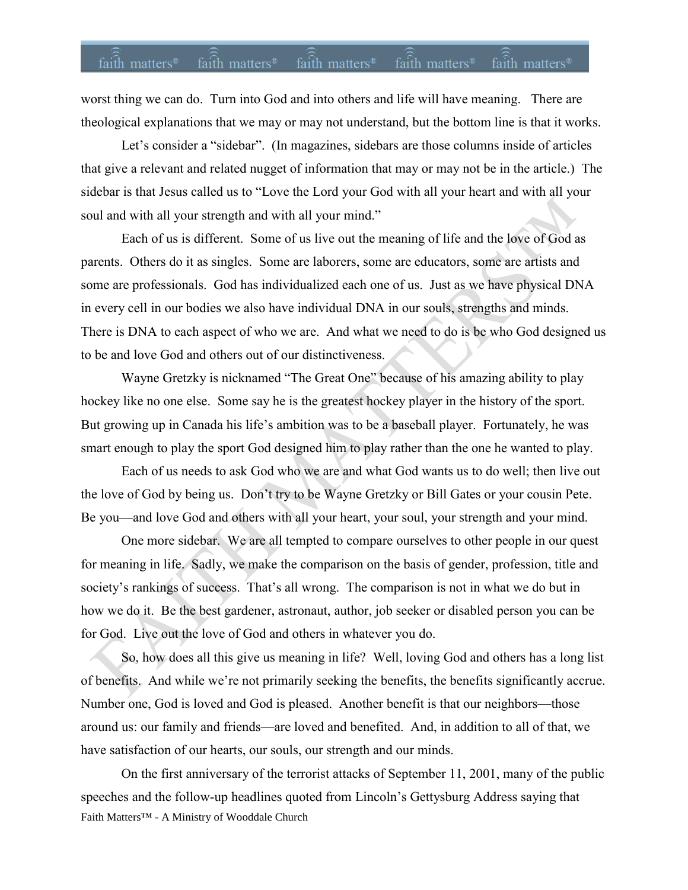worst thing we can do. Turn into God and into others and life will have meaning. There are theological explanations that we may or may not understand, but the bottom line is that it works.

Let's consider a "sidebar". (In magazines, sidebars are those columns inside of articles that give a relevant and related nugget of information that may or may not be in the article.) The sidebar is that Jesus called us to "Love the Lord your God with all your heart and with all your soul and with all your strength and with all your mind."

Each of us is different. Some of us live out the meaning of life and the love of God as parents. Others do it as singles. Some are laborers, some are educators, some are artists and some are professionals. God has individualized each one of us. Just as we have physical DNA in every cell in our bodies we also have individual DNA in our souls, strengths and minds. There is DNA to each aspect of who we are. And what we need to do is be who God designed us to be and love God and others out of our distinctiveness.

Wayne Gretzky is nicknamed "The Great One" because of his amazing ability to play hockey like no one else. Some say he is the greatest hockey player in the history of the sport. But growing up in Canada his life's ambition was to be a baseball player. Fortunately, he was smart enough to play the sport God designed him to play rather than the one he wanted to play.

Each of us needs to ask God who we are and what God wants us to do well; then live out the love of God by being us. Don't try to be Wayne Gretzky or Bill Gates or your cousin Pete. Be you—and love God and others with all your heart, your soul, your strength and your mind.

One more sidebar. We are all tempted to compare ourselves to other people in our quest for meaning in life. Sadly, we make the comparison on the basis of gender, profession, title and society's rankings of success. That's all wrong. The comparison is not in what we do but in how we do it. Be the best gardener, astronaut, author, job seeker or disabled person you can be for God. Live out the love of God and others in whatever you do.

So, how does all this give us meaning in life? Well, loving God and others has a long list of benefits. And while we're not primarily seeking the benefits, the benefits significantly accrue. Number one, God is loved and God is pleased. Another benefit is that our neighbors—those around us: our family and friends—are loved and benefited. And, in addition to all of that, we have satisfaction of our hearts, our souls, our strength and our minds.

On the first anniversary of the terrorist attacks of September 11, 2001, many of the public speeches and the follow-up headlines quoted from Lincoln's Gettysburg Address saying that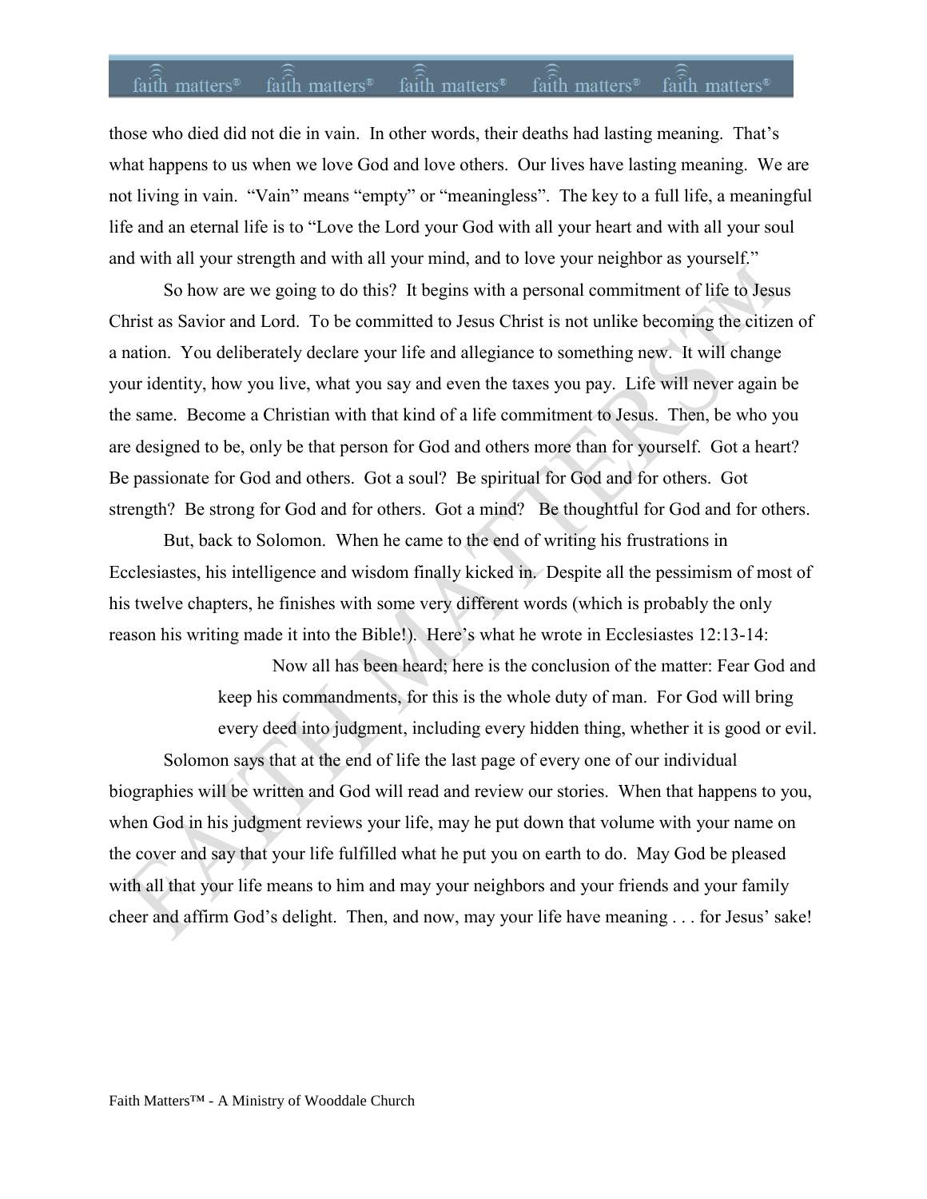those who died did not die in vain. In other words, their deaths had lasting meaning. That's what happens to us when we love God and love others. Our lives have lasting meaning. We are not living in vain. "Vain" means "empty" or "meaningless". The key to a full life, a meaningful life and an eternal life is to "Love the Lord your God with all your heart and with all your soul and with all your strength and with all your mind, and to love your neighbor as yourself."

So how are we going to do this? It begins with a personal commitment of life to Jesus Christ as Savior and Lord. To be committed to Jesus Christ is not unlike becoming the citizen of a nation. You deliberately declare your life and allegiance to something new. It will change your identity, how you live, what you say and even the taxes you pay. Life will never again be the same. Become a Christian with that kind of a life commitment to Jesus. Then, be who you are designed to be, only be that person for God and others more than for yourself. Got a heart? Be passionate for God and others. Got a soul? Be spiritual for God and for others. Got strength? Be strong for God and for others. Got a mind? Be thoughtful for God and for others.

But, back to Solomon. When he came to the end of writing his frustrations in Ecclesiastes, his intelligence and wisdom finally kicked in. Despite all the pessimism of most of his twelve chapters, he finishes with some very different words (which is probably the only reason his writing made it into the Bible!). Here's what he wrote in Ecclesiastes 12:13-14:

> Now all has been heard; here is the conclusion of the matter: Fear God and keep his commandments, for this is the whole duty of man. For God will bring every deed into judgment, including every hidden thing, whether it is good or evil.

Solomon says that at the end of life the last page of every one of our individual biographies will be written and God will read and review our stories. When that happens to you, when God in his judgment reviews your life, may he put down that volume with your name on the cover and say that your life fulfilled what he put you on earth to do. May God be pleased with all that your life means to him and may your neighbors and your friends and your family cheer and affirm God's delight. Then, and now, may your life have meaning . . . for Jesus' sake!